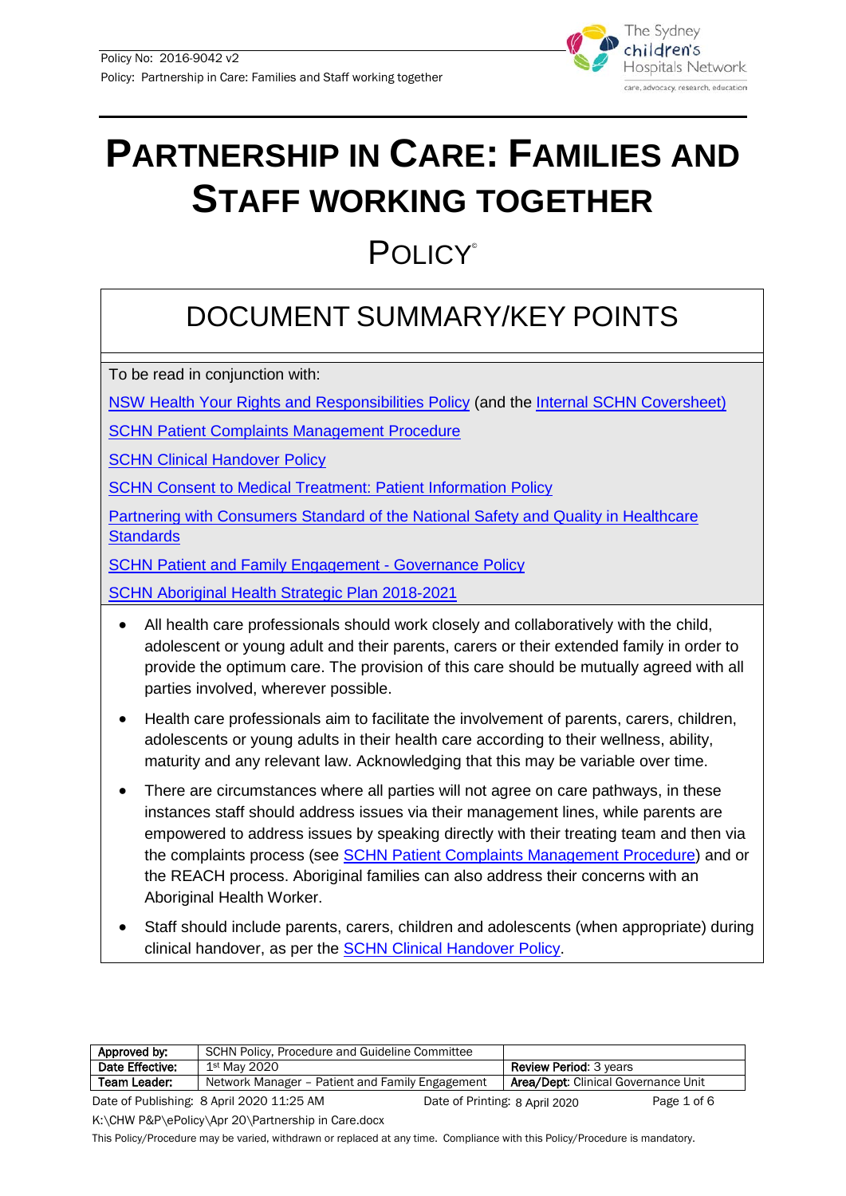# PARTNERSHIP IN CARE: FAMILIES AND STAFF WORKING TOGETHER

## POLICY©

## DOCUMENT SUMMARY/KEY POINTS

To be read in conjunction with:

NSW Health Your Rights and Responsibilities Policy (and the Internal SCHN Coversheet)

SCHN Patient Complaints Management Procedure

SCHN Clinical Handover Policy

SCHN Consent to Medical Treatment: Patient Information Policy

Partnering with Consumers Standard of the National Safety and Quality in Healthcare Standards

SCHN Patient and Family Engagement - Governance Policy

SCHN Aboriginal Health Strategic Plan 2018-2021

- All health care professionals should work closely and collaboratively with the child, adolescent or young adult and their parents, carers or their extended family in order to provide the optimum care. The provision of this care should be mutually agreed with all parties involved, wherever possible.
- Health care professionals aim to facilitate the involvement of parents, carers, children, adolescents or young adults in their health care according to their wellness, ability, maturity and any relevant law. Acknowledging that this may be variable over time.
- There are circumstances where all parties will not agree on care pathways, in these instances staff should address issues via their management lines, while parents are empowered to address issues by speaking directly with their treating team and then via the complaints process (see SCHN Patient Complaints Management Procedure) and or the REACH process. Aboriginal families can also address their concerns with an Aboriginal Health Worker.
- Staff should include parents, carers, children and adolescents (when appropriate) during clinical handover, as per the SCHN Clinical Handover Policy.

| **Approved by:** | SCHN Policy, Procedure and Guideline Committee | |
|---|---|---|
| **Date Effective:** | 1st May 2020 | **Review Period**: 3 years |
| **Team Leader:** | Network Manager – Patient and Family Engagement | **Area/Dept**: Clinical Governance Unit |

Date of Publishing: 8 April 2020 11:25 AM    Date of Printing: 8 April 2020

K:\CHW P&P\ePolicy\Apr 20\Partnership in Care.docx

This Policy/Procedure may be varied, withdrawn or replaced at any time. Compliance with this Policy/Procedure is mandatory.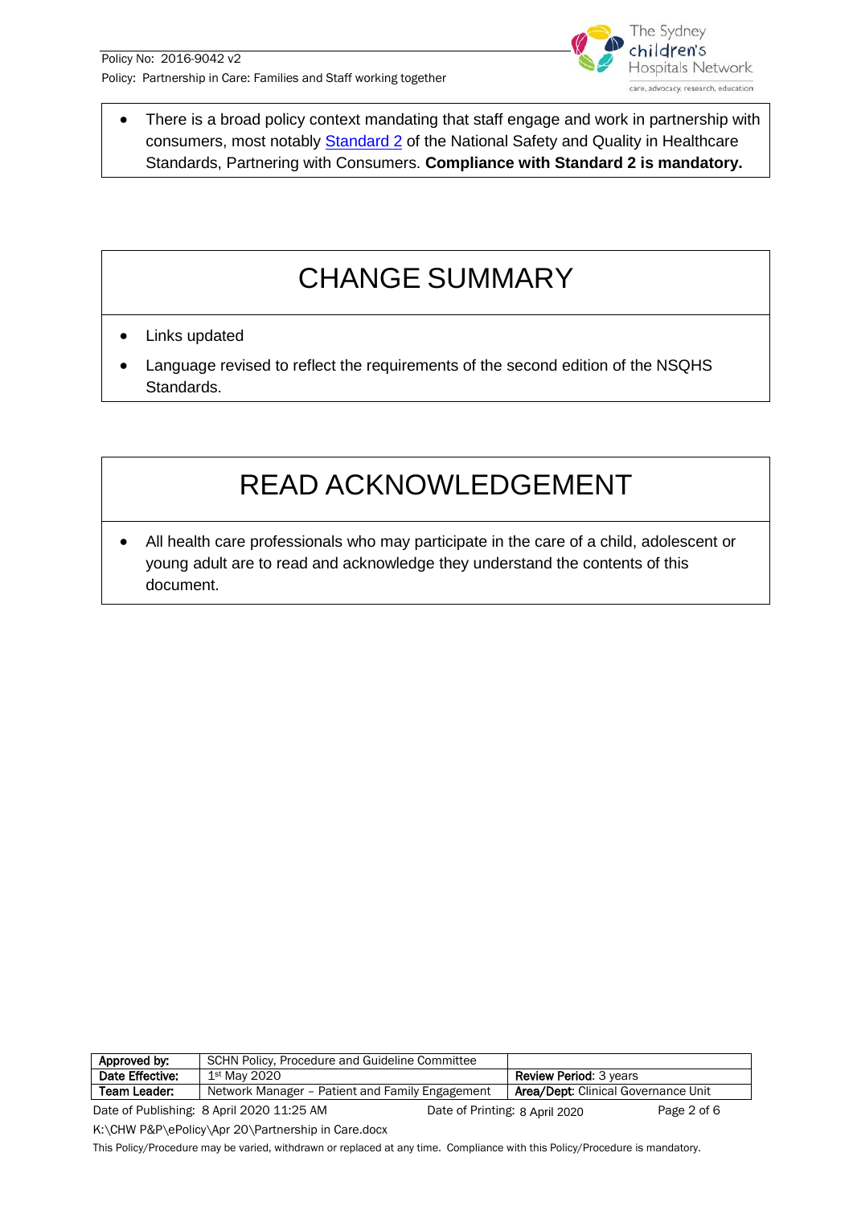- There is a broad policy context mandating that staff engage and work in partnership with consumers, most notably Standard 2 of the National Safety and Quality in Healthcare Standards, Partnering with Consumers. **Compliance with Standard 2 is mandatory.**

# CHANGE SUMMARY

- Links updated
- Language revised to reflect the requirements of the second edition of the NSQHS Standards.

# READ ACKNOWLEDGEMENT

- All health care professionals who may participate in the care of a child, adolescent or young adult are to read and acknowledge they understand the contents of this document.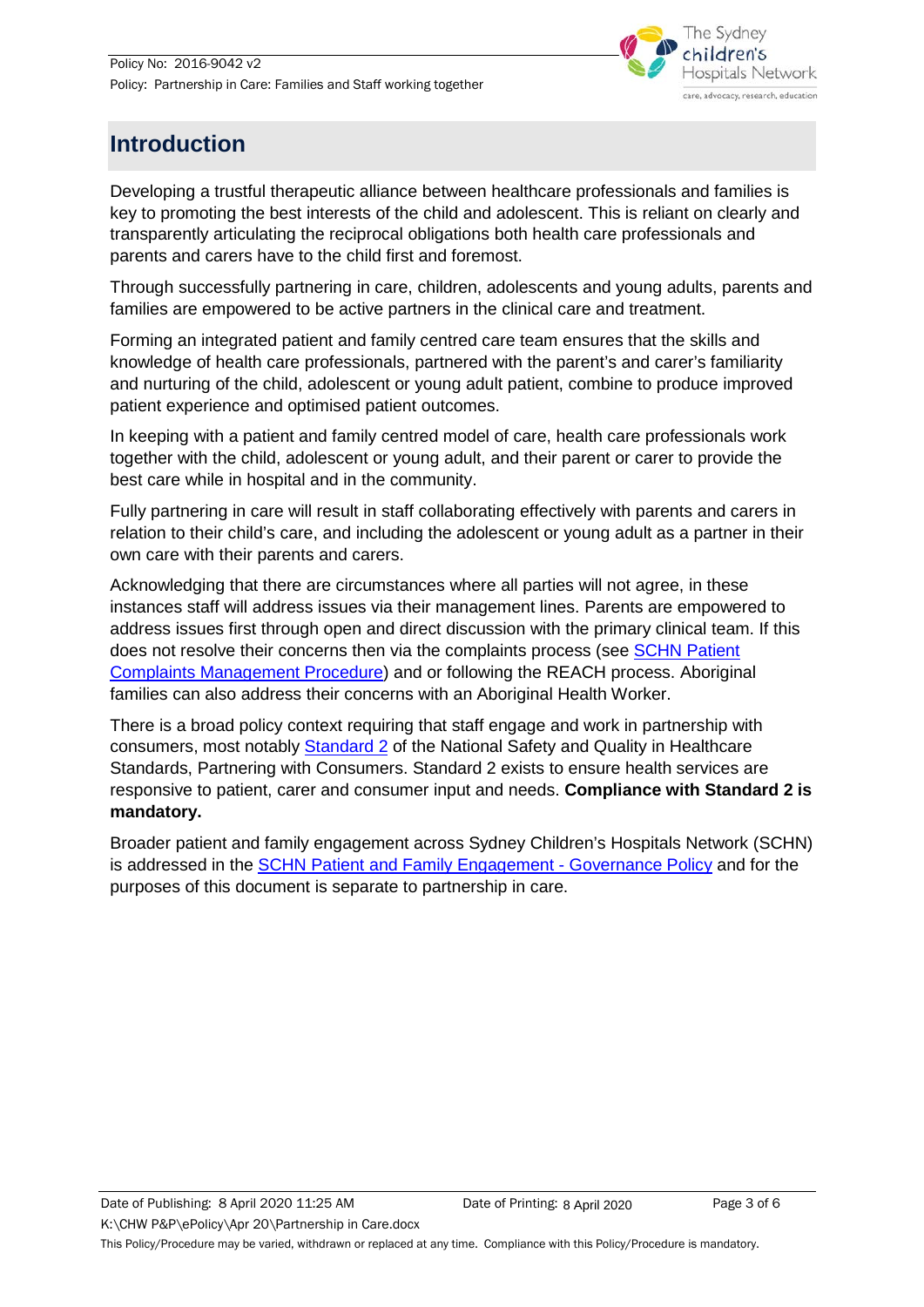# Introduction

Developing a trustful therapeutic alliance between healthcare professionals and families is key to promoting the best interests of the child and adolescent. This is reliant on clearly and transparently articulating the reciprocal obligations both health care professionals and parents and carers have to the child first and foremost.

Through successfully partnering in care, children, adolescents and young adults, parents and families are empowered to be active partners in the clinical care and treatment.

Forming an integrated patient and family centred care team ensures that the skills and knowledge of health care professionals, partnered with the parent's and carer's familiarity and nurturing of the child, adolescent or young adult patient, combine to produce improved patient experience and optimised patient outcomes.

In keeping with a patient and family centred model of care, health care professionals work together with the child, adolescent or young adult, and their parent or carer to provide the best care while in hospital and in the community.

Fully partnering in care will result in staff collaborating effectively with parents and carers in relation to their child's care, and including the adolescent or young adult as a partner in their own care with their parents and carers.

Acknowledging that there are circumstances where all parties will not agree, in these instances staff will address issues via their management lines. Parents are empowered to address issues first through open and direct discussion with the primary clinical team. If this does not resolve their concerns then via the complaints process (see SCHN Patient Complaints Management Procedure) and or following the REACH process. Aboriginal families can also address their concerns with an Aboriginal Health Worker.

There is a broad policy context requiring that staff engage and work in partnership with consumers, most notably Standard 2 of the National Safety and Quality in Healthcare Standards, Partnering with Consumers. Standard 2 exists to ensure health services are responsive to patient, carer and consumer input and needs. **Compliance with Standard 2 is mandatory.**

Broader patient and family engagement across Sydney Children's Hospitals Network (SCHN) is addressed in the SCHN Patient and Family Engagement - Governance Policy and for the purposes of this document is separate to partnership in care.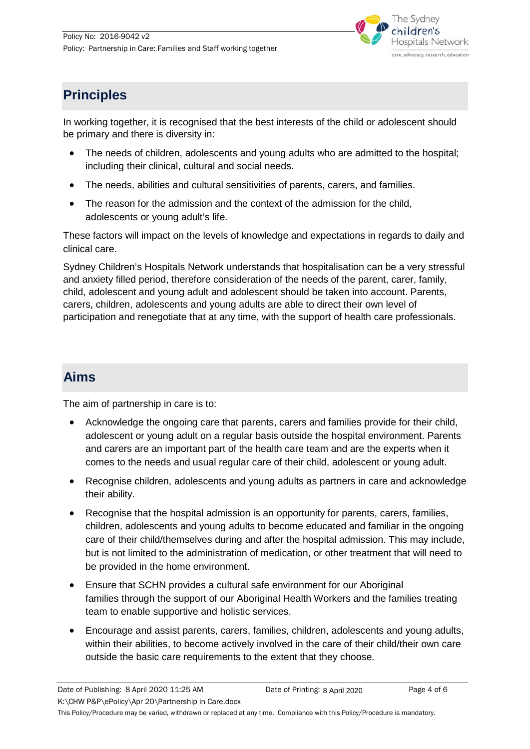## Principles

In working together, it is recognised that the best interests of the child or adolescent should be primary and there is diversity in:

- The needs of children, adolescents and young adults who are admitted to the hospital; including their clinical, cultural and social needs.
- The needs, abilities and cultural sensitivities of parents, carers, and families.
- The reason for the admission and the context of the admission for the child, adolescents or young adult's life.

These factors will impact on the levels of knowledge and expectations in regards to daily and clinical care.

Sydney Children's Hospitals Network understands that hospitalisation can be a very stressful and anxiety filled period, therefore consideration of the needs of the parent, carer, family, child, adolescent and young adult and adolescent should be taken into account. Parents, carers, children, adolescents and young adults are able to direct their own level of participation and renegotiate that at any time, with the support of health care professionals.

## Aims

The aim of partnership in care is to:

- Acknowledge the ongoing care that parents, carers and families provide for their child, adolescent or young adult on a regular basis outside the hospital environment. Parents and carers are an important part of the health care team and are the experts when it comes to the needs and usual regular care of their child, adolescent or young adult.
- Recognise children, adolescents and young adults as partners in care and acknowledge their ability.
- Recognise that the hospital admission is an opportunity for parents, carers, families, children, adolescents and young adults to become educated and familiar in the ongoing care of their child/themselves during and after the hospital admission. This may include, but is not limited to the administration of medication, or other treatment that will need to be provided in the home environment.
- Ensure that SCHN provides a cultural safe environment for our Aboriginal families through the support of our Aboriginal Health Workers and the families treating team to enable supportive and holistic services.
- Encourage and assist parents, carers, families, children, adolescents and young adults, within their abilities, to become actively involved in the care of their child/their own care outside the basic care requirements to the extent that they choose.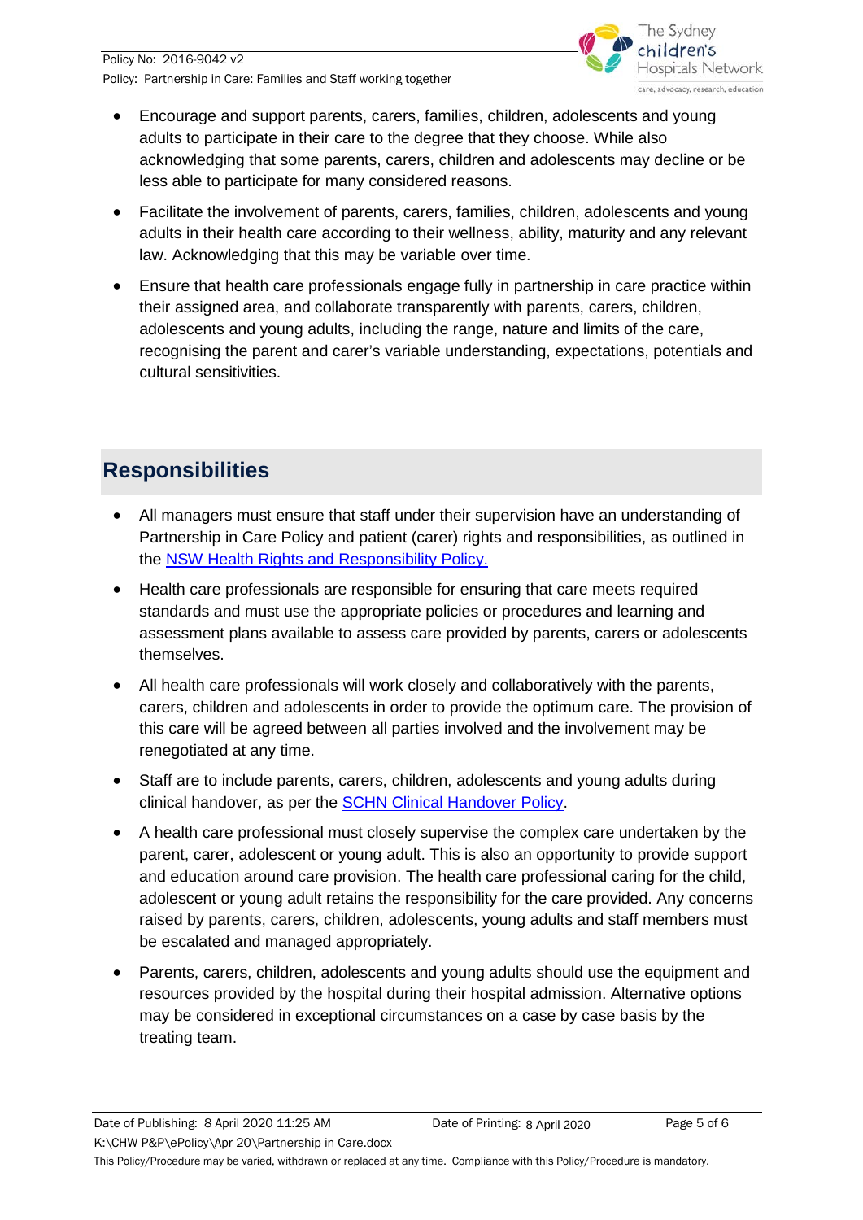- Encourage and support parents, carers, families, children, adolescents and young adults to participate in their care to the degree that they choose. While also acknowledging that some parents, carers, children and adolescents may decline or be less able to participate for many considered reasons.
- Facilitate the involvement of parents, carers, families, children, adolescents and young adults in their health care according to their wellness, ability, maturity and any relevant law. Acknowledging that this may be variable over time.
- Ensure that health care professionals engage fully in partnership in care practice within their assigned area, and collaborate transparently with parents, carers, children, adolescents and young adults, including the range, nature and limits of the care, recognising the parent and carer's variable understanding, expectations, potentials and cultural sensitivities.

## Responsibilities

- All managers must ensure that staff under their supervision have an understanding of Partnership in Care Policy and patient (carer) rights and responsibilities, as outlined in the NSW Health Rights and Responsibility Policy.
- Health care professionals are responsible for ensuring that care meets required standards and must use the appropriate policies or procedures and learning and assessment plans available to assess care provided by parents, carers or adolescents themselves.
- All health care professionals will work closely and collaboratively with the parents, carers, children and adolescents in order to provide the optimum care. The provision of this care will be agreed between all parties involved and the involvement may be renegotiated at any time.
- Staff are to include parents, carers, children, adolescents and young adults during clinical handover, as per the SCHN Clinical Handover Policy.
- A health care professional must closely supervise the complex care undertaken by the parent, carer, adolescent or young adult. This is also an opportunity to provide support and education around care provision. The health care professional caring for the child, adolescent or young adult retains the responsibility for the care provided. Any concerns raised by parents, carers, children, adolescents, young adults and staff members must be escalated and managed appropriately.
- Parents, carers, children, adolescents and young adults should use the equipment and resources provided by the hospital during their hospital admission. Alternative options may be considered in exceptional circumstances on a case by case basis by the treating team.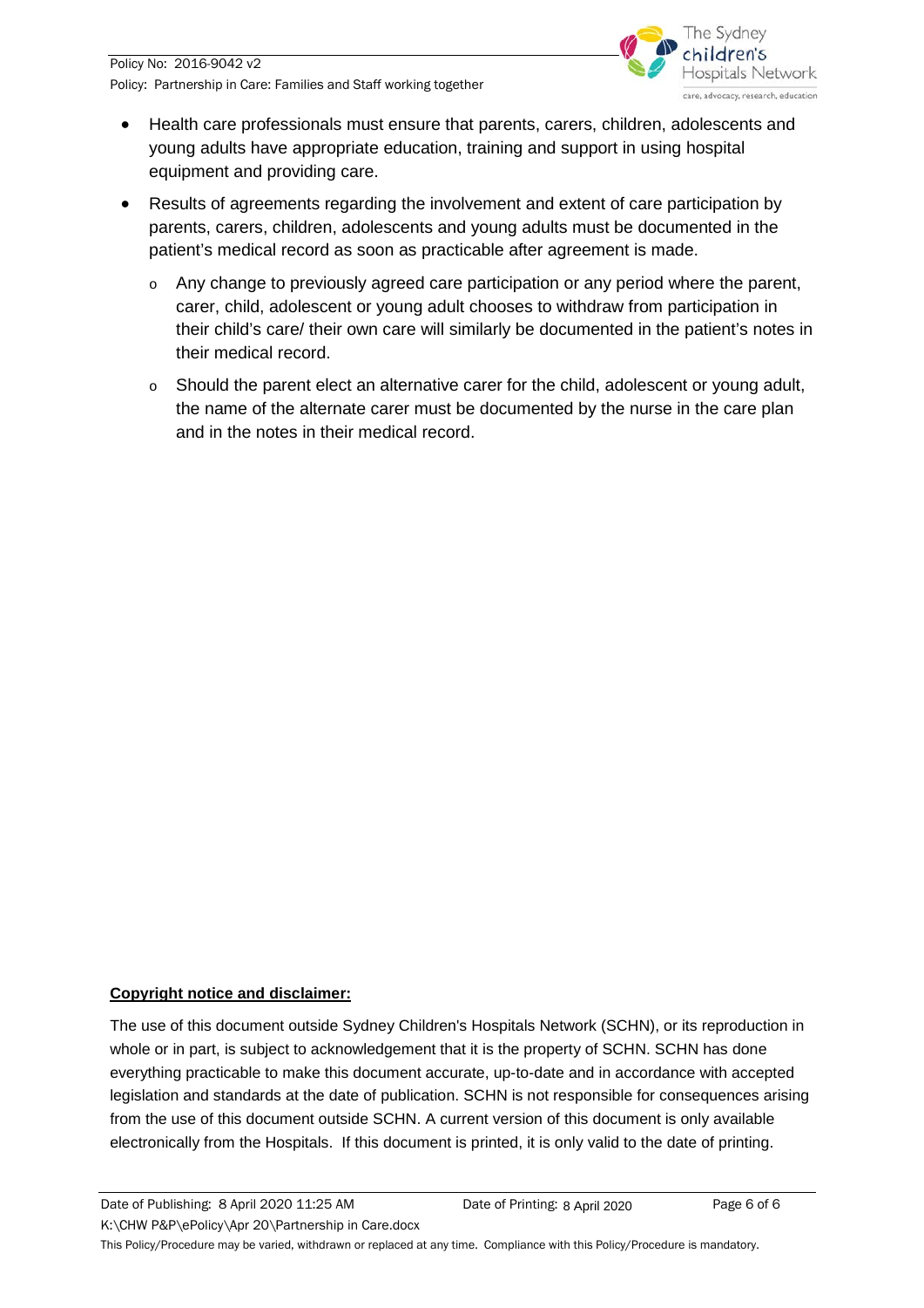- Health care professionals must ensure that parents, carers, children, adolescents and young adults have appropriate education, training and support in using hospital equipment and providing care.
- Results of agreements regarding the involvement and extent of care participation by parents, carers, children, adolescents and young adults must be documented in the patient's medical record as soon as practicable after agreement is made.
  - Any change to previously agreed care participation or any period where the parent, carer, child, adolescent or young adult chooses to withdraw from participation in their child's care/ their own care will similarly be documented in the patient's notes in their medical record.
  - Should the parent elect an alternative carer for the child, adolescent or young adult, the name of the alternate carer must be documented by the nurse in the care plan and in the notes in their medical record.

**Copyright notice and disclaimer:**

The use of this document outside Sydney Children's Hospitals Network (SCHN), or its reproduction in whole or in part, is subject to acknowledgement that it is the property of SCHN. SCHN has done everything practicable to make this document accurate, up-to-date and in accordance with accepted legislation and standards at the date of publication. SCHN is not responsible for consequences arising from the use of this document outside SCHN. A current version of this document is only available electronically from the Hospitals. If this document is printed, it is only valid to the date of printing.